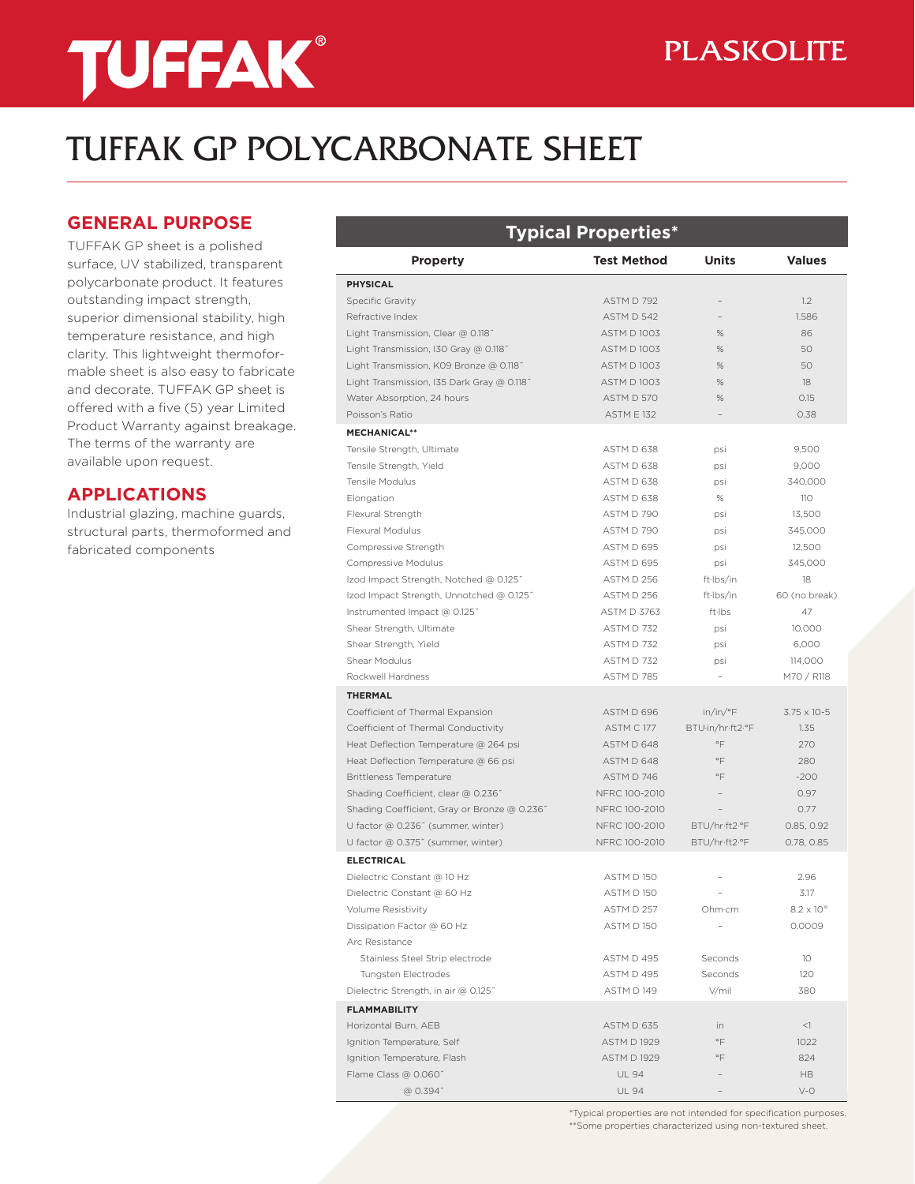TUFFAK®

PLASKOLITE

# TUFFAK GP POLYCARBONATE SHEET

## GENERAL PURPOSE

TUFFAK GP sheet is a polished surface, UV stabilized, transparent polycarbonate product. It features outstanding impact strength, superior dimensional stability, high temperature resistance, and high clarity. This lightweight thermoformable sheet is also easy to fabricate and decorate. TUFFAK GP sheet is offered with a five (5) year Limited Product Warranty against breakage. The terms of the warranty are available upon request.

## APPLICATIONS

Industrial glazing, machine guards, structural parts, thermoformed and fabricated components

## Typical Properties*

| Property | Test Method | Units | Values |
|---|---|---|---|
| **PHYSICAL** | | | |
| Specific Gravity | ASTM D 792 | – | 1.2 |
| Refractive Index | ASTM D 542 | – | 1.586 |
| Light Transmission, Clear @ 0.118" | ASTM D 1003 | % | 86 |
| Light Transmission, I30 Gray @ 0.118" | ASTM D 1003 | % | 50 |
| Light Transmission, K09 Bronze @ 0.118" | ASTM D 1003 | % | 50 |
| Light Transmission, I35 Dark Gray @ 0.118" | ASTM D 1003 | % | 18 |
| Water Absorption, 24 hours | ASTM D 570 | % | 0.15 |
| Poisson's Ratio | ASTM E 132 | – | 0.38 |
| **MECHANICAL**** | | | |
| Tensile Strength, Ultimate | ASTM D 638 | psi | 9,500 |
| Tensile Strength, Yield | ASTM D 638 | psi | 9,000 |
| Tensile Modulus | ASTM D 638 | psi | 340,000 |
| Elongation | ASTM D 638 | % | 110 |
| Flexural Strength | ASTM D 790 | psi | 13,500 |
| Flexural Modulus | ASTM D 790 | psi | 345,000 |
| Compressive Strength | ASTM D 695 | psi | 12,500 |
| Compressive Modulus | ASTM D 695 | psi | 345,000 |
| Izod Impact Strength, Notched @ 0.125" | ASTM D 256 | ft·lbs/in | 18 |
| Izod Impact Strength, Unnotched @ 0.125" | ASTM D 256 | ft·lbs/in | 60 (no break) |
| Instrumented Impact @ 0.125" | ASTM D 3763 | ft·lbs | 47 |
| Shear Strength, Ultimate | ASTM D 732 | psi | 10,000 |
| Shear Strength, Yield | ASTM D 732 | psi | 6,000 |
| Shear Modulus | ASTM D 732 | psi | 114,000 |
| Rockwell Hardness | ASTM D 785 | – | M70 / R118 |
| **THERMAL** | | | |
| Coefficient of Thermal Expansion | ASTM D 696 | in/in/°F | 3.75 x 10-5 |
| Coefficient of Thermal Conductivity | ASTM C 177 | BTU·in/hr·ft2·°F | 1.35 |
| Heat Deflection Temperature @ 264 psi | ASTM D 648 | °F | 270 |
| Heat Deflection Temperature @ 66 psi | ASTM D 648 | °F | 280 |
| Brittleness Temperature | ASTM D 746 | °F | -200 |
| Shading Coefficient, clear @ 0.236" | NFRC 100-2010 | – | 0.97 |
| Shading Coefficient, Gray or Bronze @ 0.236" | NFRC 100-2010 | – | 0.77 |
| U factor @ 0.236" (summer, winter) | NFRC 100-2010 | BTU/hr·ft2·°F | 0.85, 0.92 |
| U factor @ 0.375" (summer, winter) | NFRC 100-2010 | BTU/hr·ft2·°F | 0.78, 0.85 |
| **ELECTRICAL** | | | |
| Dielectric Constant @ 10 Hz | ASTM D 150 | – | 2.96 |
| Dielectric Constant @ 60 Hz | ASTM D 150 | – | 3.17 |
| Volume Resistivity | ASTM D 257 | Ohm·cm | $8.2 \times 10^{16}$ |
| Dissipation Factor @ 60 Hz | ASTM D 150 | – | 0.0009 |
| Arc Resistance | | | |
| Stainless Steel Strip electrode | ASTM D 495 | Seconds | 10 |
| Tungsten Electrodes | ASTM D 495 | Seconds | 120 |
| Dielectric Strength, in air @ 0.125" | ASTM D 149 | V/mil | 380 |
| **FLAMMABILITY** | | | |
| Horizontal Burn, AEB | ASTM D 635 | in | <1 |
| Ignition Temperature, Self | ASTM D 1929 | °F | 1022 |
| Ignition Temperature, Flash | ASTM D 1929 | °F | 824 |
| Flame Class @ 0.060" | UL 94 | – | HB |
| @ 0.394" | UL 94 | – | V-0 |

*Typical properties are not intended for specification purposes.
**Some properties characterized using non-textured sheet.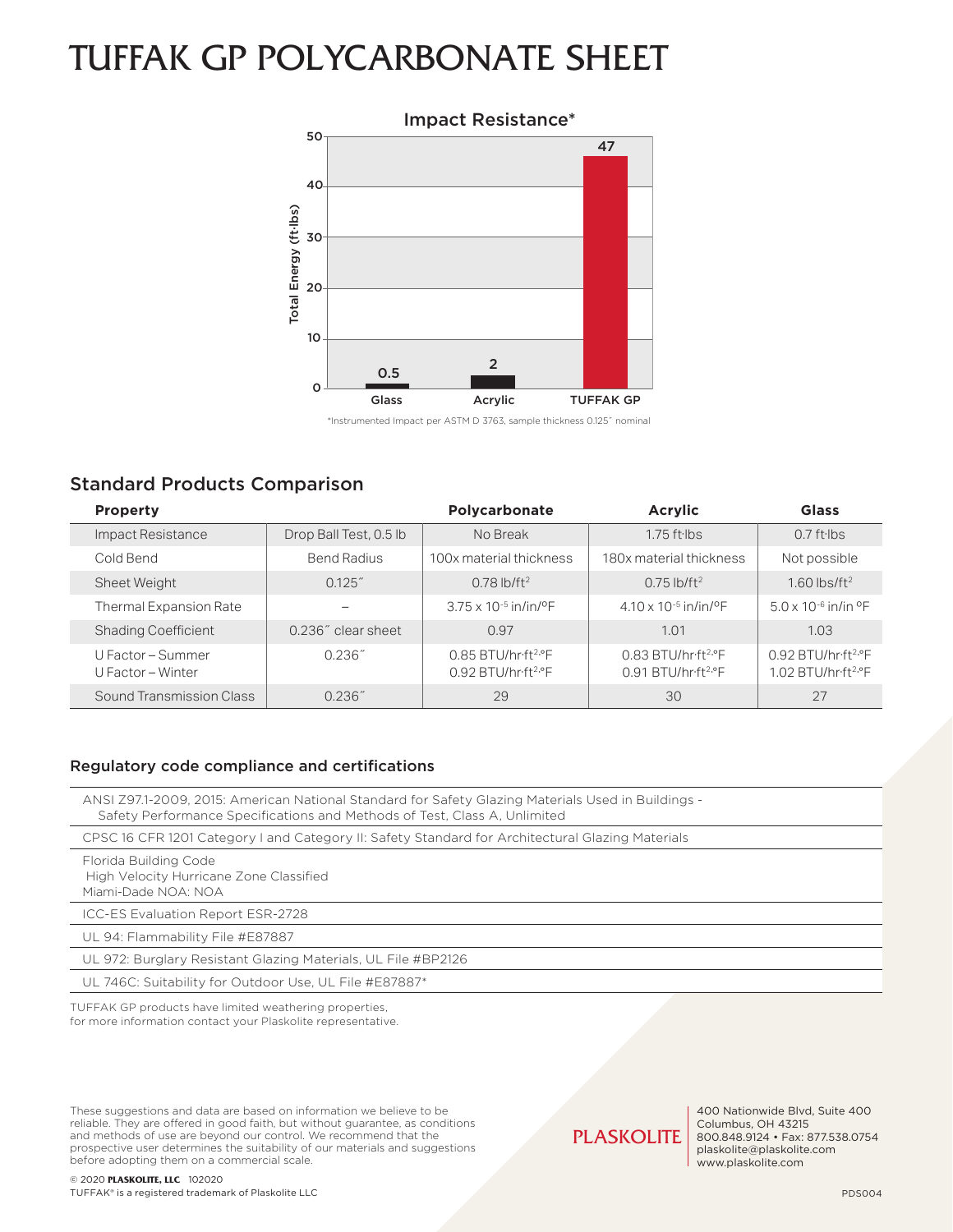# TUFFAK GP POLYCARBONATE SHEET

Impact Resistance*

Total Energy (ft·lbs)

50
40
30
20
10
0

0.5
2
47

Glass
Acrylic
TUFFAK GP

*Instrumented Impact per ASTM D 3763, sample thickness 0.125˝ nominal

## Standard Products Comparison

| Property | | Polycarbonate | Acrylic | Glass |
|---|---|---|---|---|
| Impact Resistance | Drop Ball Test, 0.5 lb | No Break | 1.75 ft·lbs | 0.7 ft·lbs |
| Cold Bend | Bend Radius | 100x material thickness | 180x material thickness | Not possible |
| Sheet Weight | 0.125˝ | 0.78 lb/ft$^2$ | 0.75 lb/ft$^2$ | 1.60 lbs/ft$^2$ |
| Thermal Expansion Rate | – | 3.75 x $10^{-5}$ in/in/ºF | 4.10 x $10^{-5}$ in/in/ºF | 5.0 x $10^{-6}$ in/in ºF |
| Shading Coefficient | 0.236˝ clear sheet | 0.97 | 1.01 | 1.03 |
| U Factor – Summer<br>U Factor – Winter | 0.236˝ | 0.85 BTU/hr·ft$^2$·ºF<br>0.92 BTU/hr·ft$^2$·ºF | 0.83 BTU/hr·ft$^2$·ºF<br>0.91 BTU/hr·ft$^2$·ºF | 0.92 BTU/hr·ft$^2$·ºF<br>1.02 BTU/hr·ft$^2$·ºF |
| Sound Transmission Class | 0.236˝ | 29 | 30 | 27 |

### Regulatory code compliance and certifications

- ANSI Z97.1-2009, 2015: American National Standard for Safety Glazing Materials Used in Buildings - Safety Performance Specifications and Methods of Test, Class A, Unlimited
- CPSC 16 CFR 1201 Category I and Category II: Safety Standard for Architectural Glazing Materials
- Florida Building Code
  High Velocity Hurricane Zone Classified
  Miami-Dade NOA: NOA
- ICC-ES Evaluation Report ESR-2728
- UL 94: Flammability File #E87887
- UL 972: Burglary Resistant Glazing Materials, UL File #BP2126
- UL 746C: Suitability for Outdoor Use, UL File #E87887*

TUFFAK GP products have limited weathering properties, for more information contact your Plaskolite representative.

These suggestions and data are based on information we believe to be reliable. They are offered in good faith, but without guarantee, as conditions and methods of use are beyond our control. We recommend that the prospective user determines the suitability of our materials and suggestions before adopting them on a commercial scale.

© 2020 **PLASKOLITE, LLC** 102020
TUFFAK® is a registered trademark of Plaskolite LLC

PLASKOLITE

400 Nationwide Blvd, Suite 400
Columbus, OH 43215
800.848.9124 • Fax: 877.538.0754
plaskolite@plaskolite.com
www.plaskolite.com

PDS004